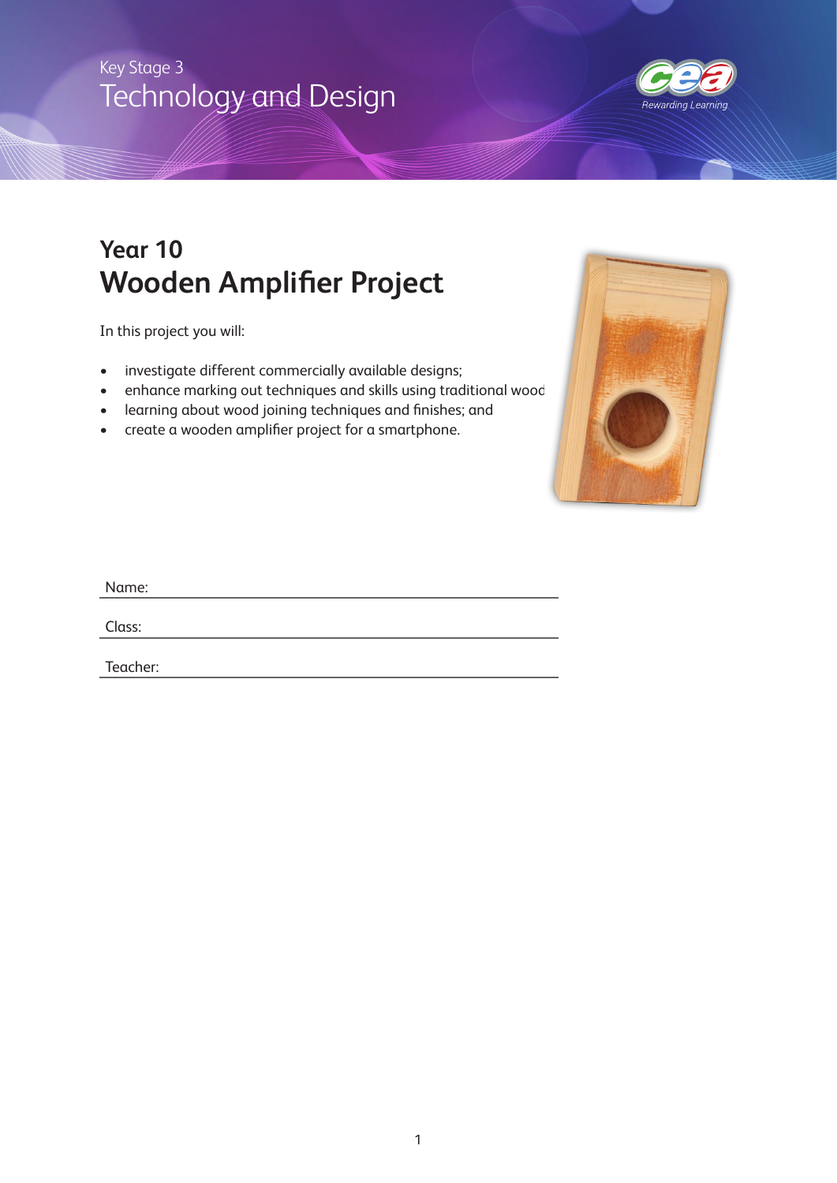Key Stage 3

Technology and Design

# Year 10
# Wooden Amplifier Project

In this project you will:

- investigate different commercially available designs;
- enhance marking out techniques and skills using traditional wood
- learning about wood joining techniques and finishes; and
- create a wooden amplifier project for a smartphone.

Name:

Class:

Teacher: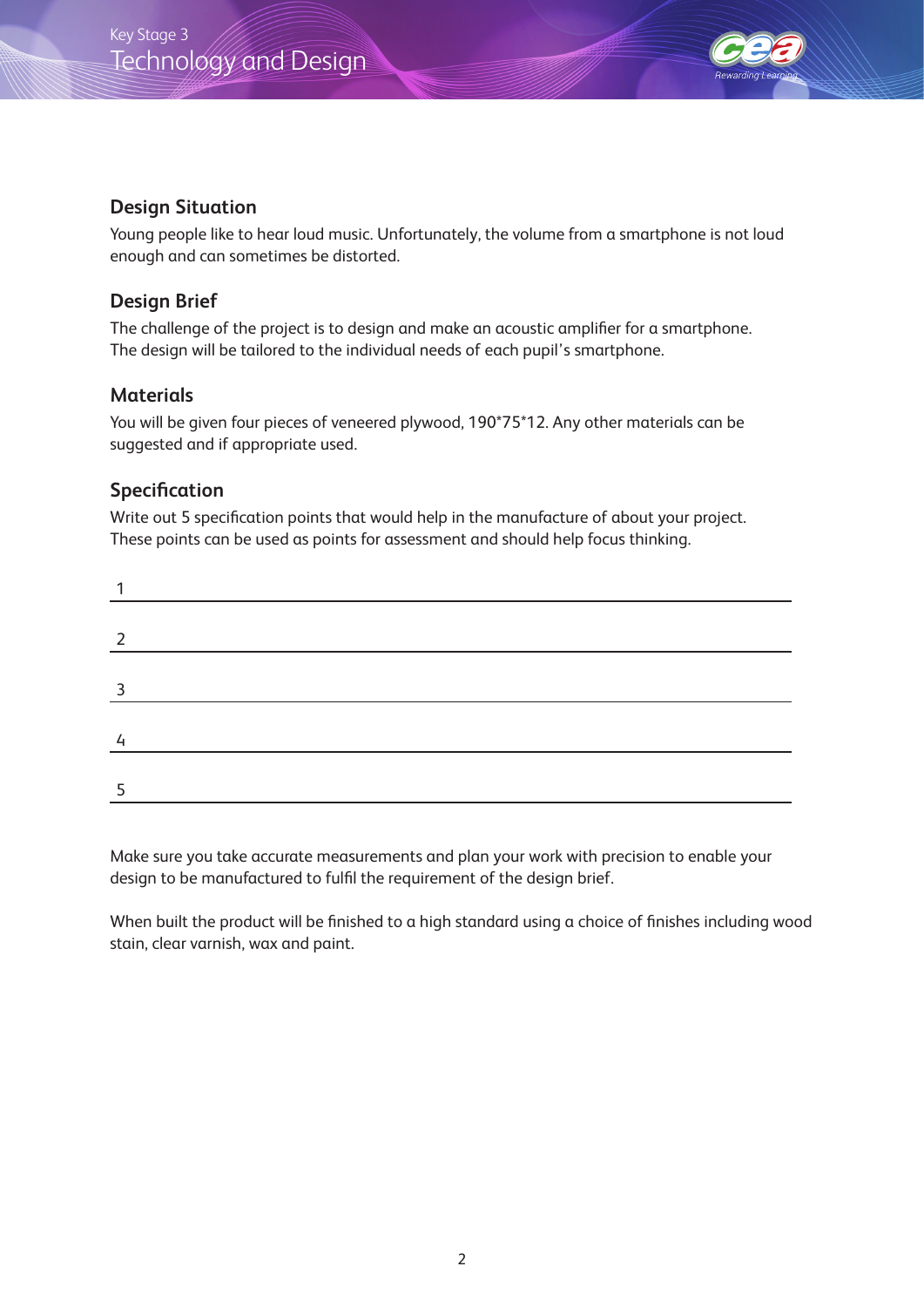## Design Situation

Young people like to hear loud music. Unfortunately, the volume from a smartphone is not loud enough and can sometimes be distorted.

## Design Brief

The challenge of the project is to design and make an acoustic amplifier for a smartphone. The design will be tailored to the individual needs of each pupil's smartphone.

## Materials

You will be given four pieces of veneered plywood, 190*75*12. Any other materials can be suggested and if appropriate used.

## Specification

Write out 5 specification points that would help in the manufacture of about your project. These points can be used as points for assessment and should help focus thinking.

1 \_\_\_\_\_\_\_\_\_\_\_\_\_\_\_\_\_\_\_\_\_\_\_\_\_\_\_\_\_\_\_\_\_\_\_\_\_\_\_\_\_\_\_\_

2 \_\_\_\_\_\_\_\_\_\_\_\_\_\_\_\_\_\_\_\_\_\_\_\_\_\_\_\_\_\_\_\_\_\_\_\_\_\_\_\_\_\_\_\_

3 \_\_\_\_\_\_\_\_\_\_\_\_\_\_\_\_\_\_\_\_\_\_\_\_\_\_\_\_\_\_\_\_\_\_\_\_\_\_\_\_\_\_\_\_

4 \_\_\_\_\_\_\_\_\_\_\_\_\_\_\_\_\_\_\_\_\_\_\_\_\_\_\_\_\_\_\_\_\_\_\_\_\_\_\_\_\_\_\_\_

5 \_\_\_\_\_\_\_\_\_\_\_\_\_\_\_\_\_\_\_\_\_\_\_\_\_\_\_\_\_\_\_\_\_\_\_\_\_\_\_\_\_\_\_\_

Make sure you take accurate measurements and plan your work with precision to enable your design to be manufactured to fulfil the requirement of the design brief.

When built the product will be finished to a high standard using a choice of finishes including wood stain, clear varnish, wax and paint.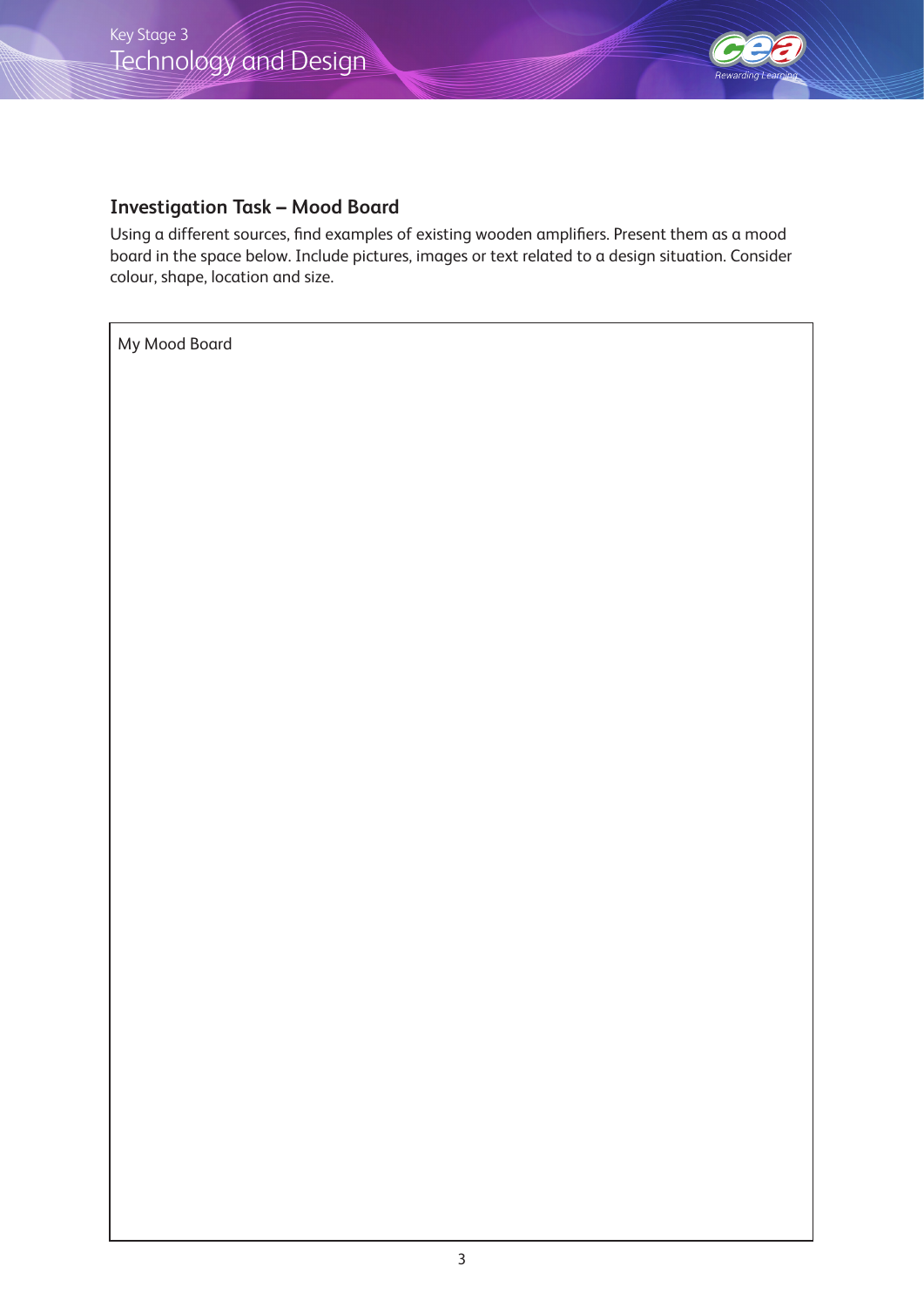## Investigation Task – Mood Board

Using a different sources, find examples of existing wooden amplifiers. Present them as a mood board in the space below. Include pictures, images or text related to a design situation. Consider colour, shape, location and size.

My Mood Board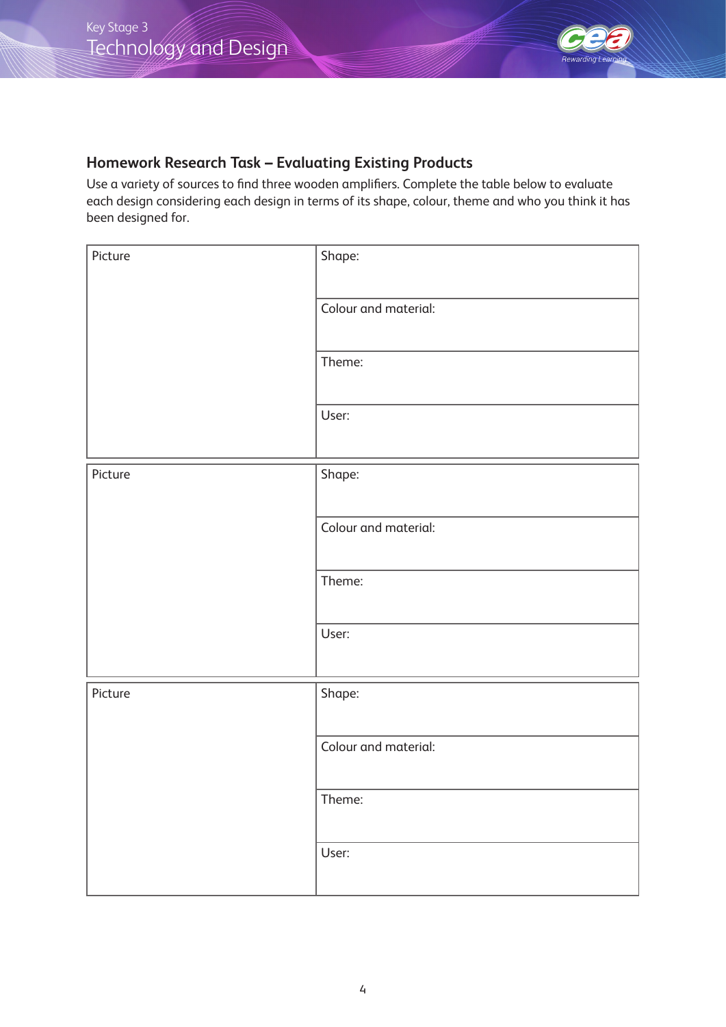## Homework Research Task – Evaluating Existing Products

Use a variety of sources to find three wooden amplifiers. Complete the table below to evaluate each design considering each design in terms of its shape, colour, theme and who you think it has been designed for.

| Picture | Shape: |
|---|---|
| | Colour and material: |
| | Theme: |
| | User: |

| Picture | Shape: |
|---|---|
| | Colour and material: |
| | Theme: |
| | User: |

| Picture | Shape: |
|---|---|
| | Colour and material: |
| | Theme: |
| | User: |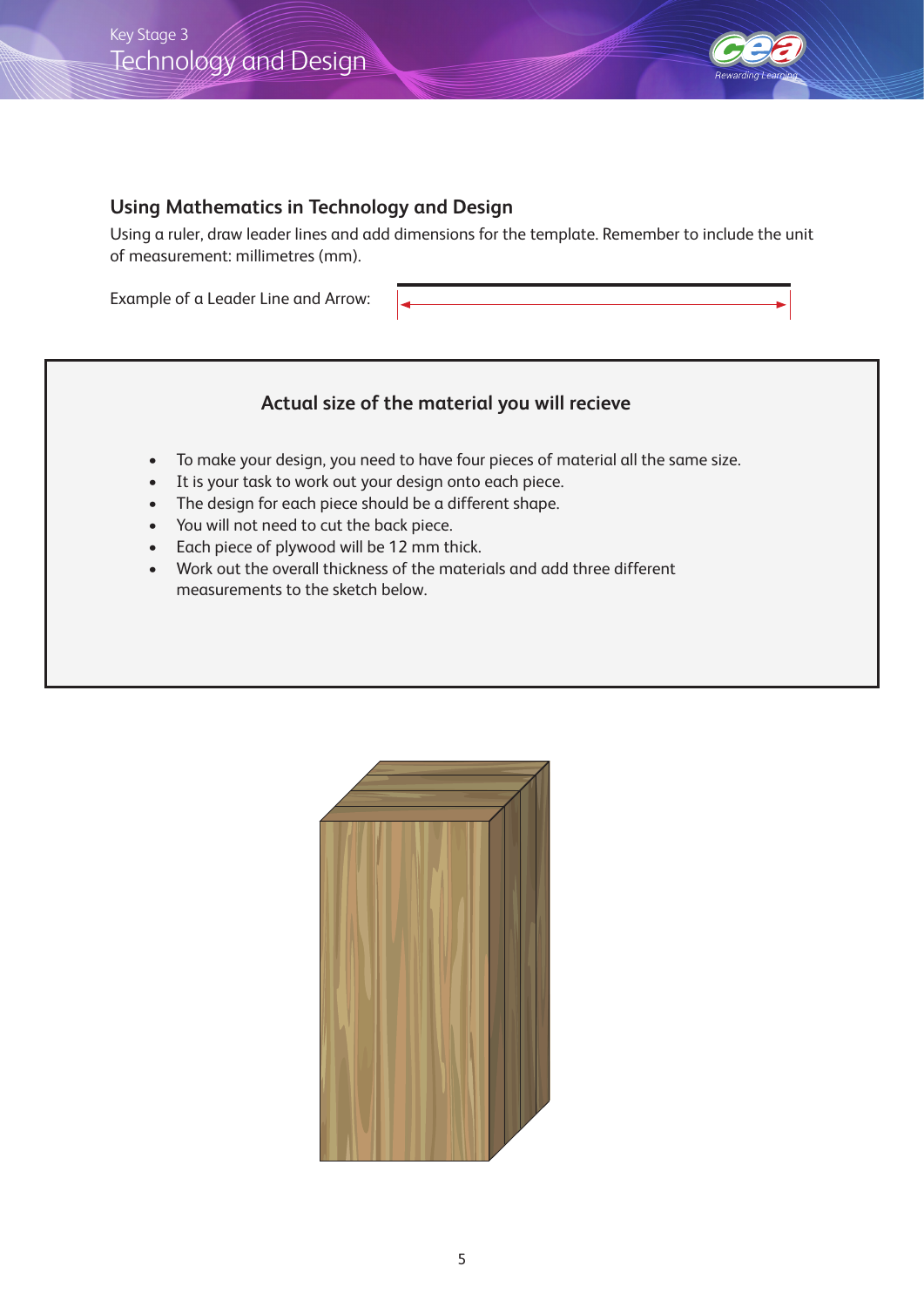## Using Mathematics in Technology and Design

Using a ruler, draw leader lines and add dimensions for the template. Remember to include the unit of measurement: millimetres (mm).

Example of a Leader Line and Arrow:

### Actual size of the material you will recieve

- To make your design, you need to have four pieces of material all the same size.
- It is your task to work out your design onto each piece.
- The design for each piece should be a different shape.
- You will not need to cut the back piece.
- Each piece of plywood will be 12 mm thick.
- Work out the overall thickness of the materials and add three different measurements to the sketch below.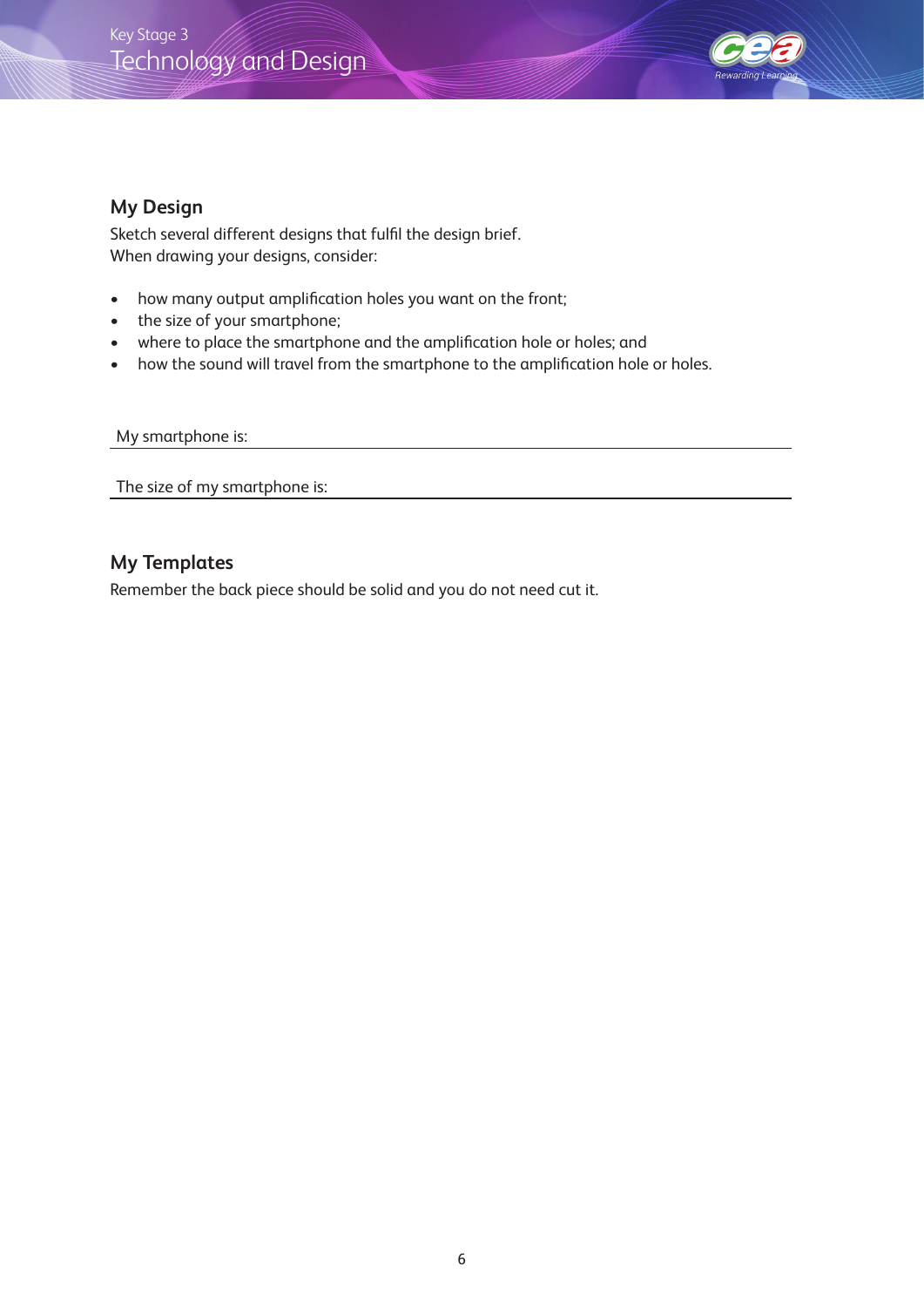## My Design

Sketch several different designs that fulfil the design brief.
When drawing your designs, consider:

- how many output amplification holes you want on the front;
- the size of your smartphone;
- where to place the smartphone and the amplification hole or holes; and
- how the sound will travel from the smartphone to the amplification hole or holes.

My smartphone is: \_\_\_\_\_\_\_\_\_\_\_\_\_\_\_\_\_\_\_\_\_\_\_\_\_\_\_\_\_\_\_\_\_\_\_\_\_\_\_\_

The size of my smartphone is: \_\_\_\_\_\_\_\_\_\_\_\_\_\_\_\_\_\_\_\_\_\_\_\_\_\_\_\_\_\_\_\_\_\_\_\_\_\_\_\_

## My Templates

Remember the back piece should be solid and you do not need cut it.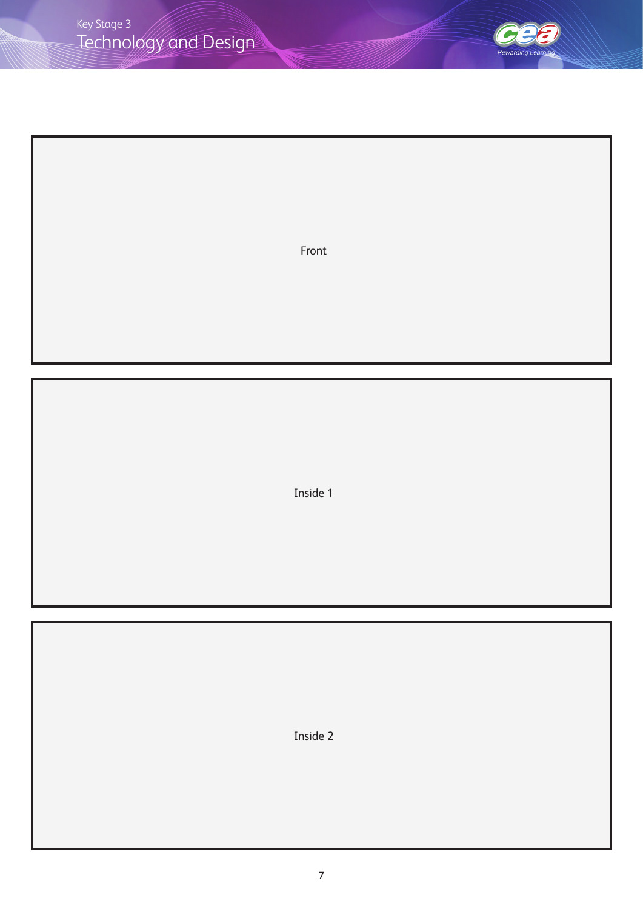Front

Inside 1

Inside 2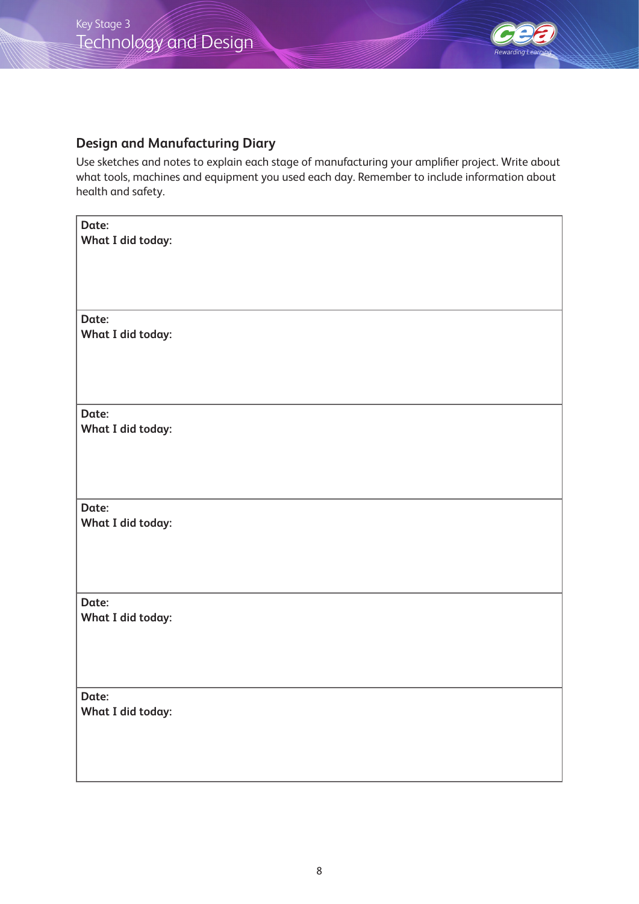## Design and Manufacturing Diary

Use sketches and notes to explain each stage of manufacturing your amplifier project. Write about what tools, machines and equipment you used each day. Remember to include information about health and safety.

| |
|---|
| **Date:**<br>**What I did today:** |
| **Date:**<br>**What I did today:** |
| **Date:**<br>**What I did today:** |
| **Date:**<br>**What I did today:** |
| **Date:**<br>**What I did today:** |
| **Date:**<br>**What I did today:** |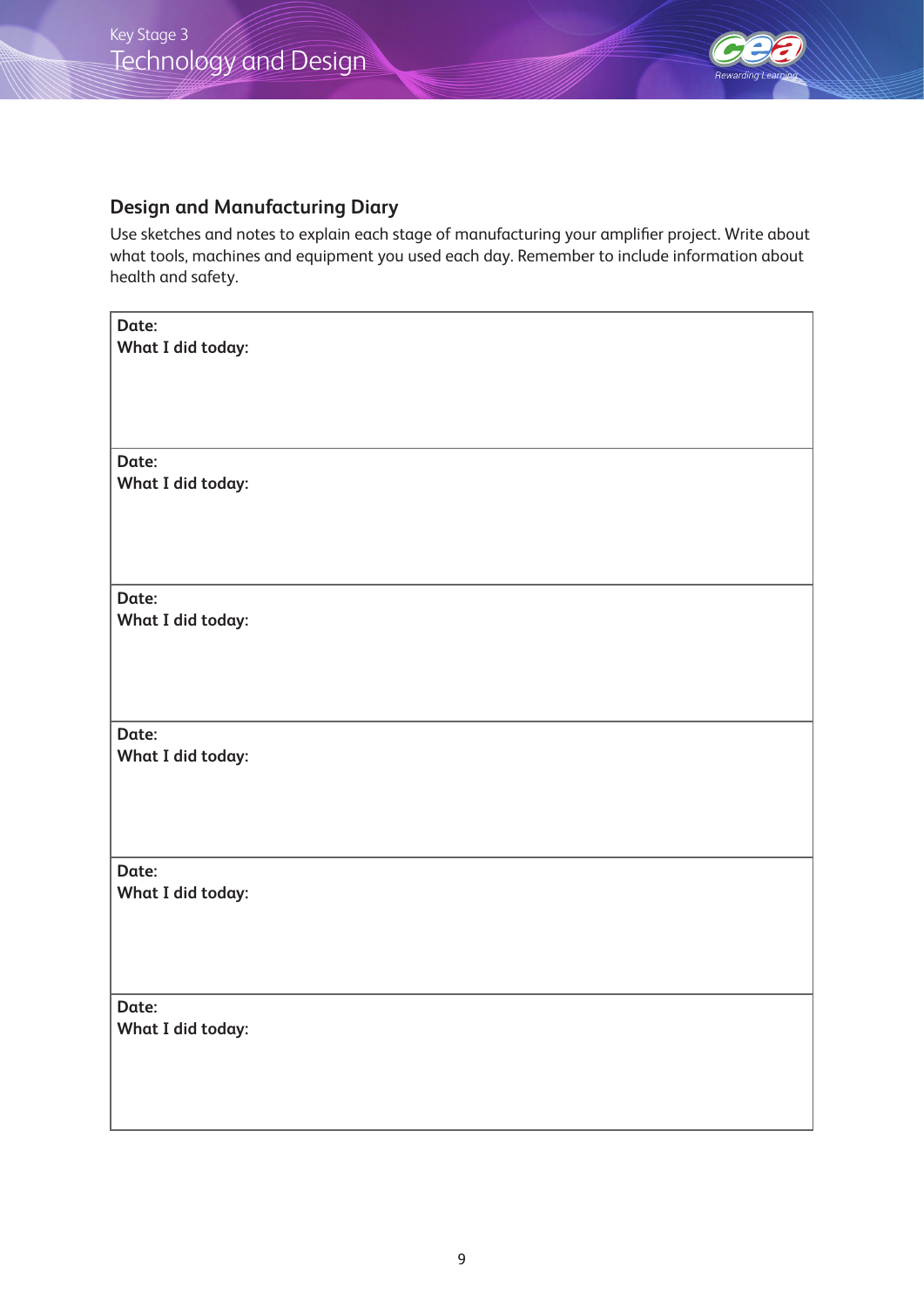## Design and Manufacturing Diary

Use sketches and notes to explain each stage of manufacturing your amplifier project. Write about what tools, machines and equipment you used each day. Remember to include information about health and safety.

| |
|---|
| **Date:**<br>**What I did today:** |
| **Date:**<br>**What I did today:** |
| **Date:**<br>**What I did today:** |
| **Date:**<br>**What I did today:** |
| **Date:**<br>**What I did today:** |
| **Date:**<br>**What I did today:** |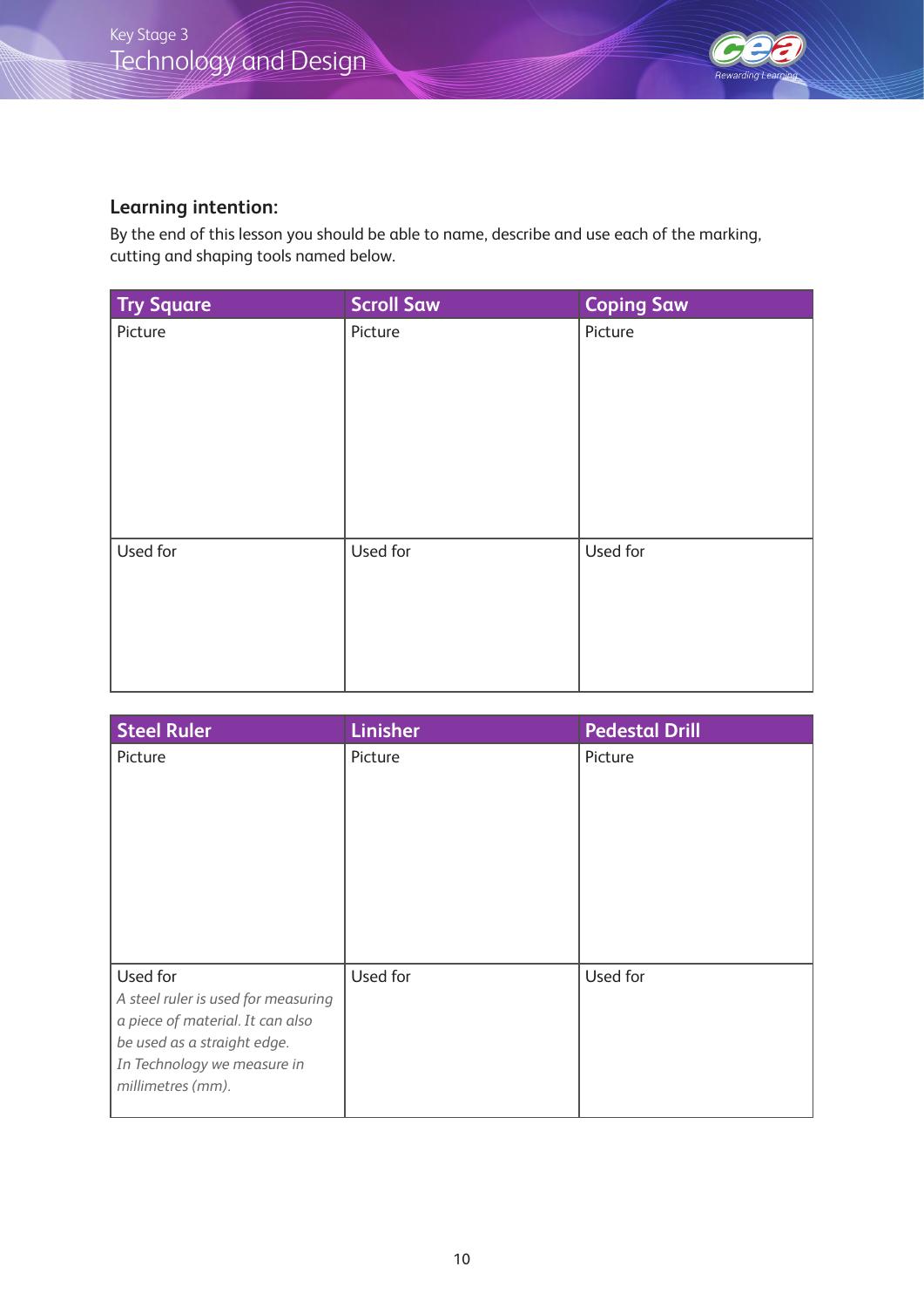### Learning intention:

By the end of this lesson you should be able to name, describe and use each of the marking, cutting and shaping tools named below.

| Try Square | Scroll Saw | Coping Saw |
|---|---|---|
| Picture | Picture | Picture |
| Used for | Used for | Used for |

| Steel Ruler | Linisher | Pedestal Drill |
|---|---|---|
| Picture | Picture | Picture |
| Used for<br>*A steel ruler is used for measuring a piece of material. It can also be used as a straight edge. In Technology we measure in millimetres (mm).* | Used for | Used for |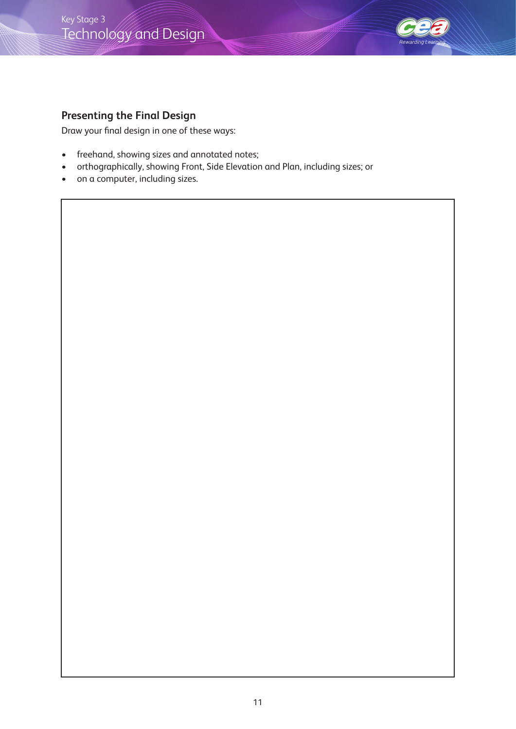## Presenting the Final Design

Draw your final design in one of these ways:

- freehand, showing sizes and annotated notes;
- orthographically, showing Front, Side Elevation and Plan, including sizes; or
- on a computer, including sizes.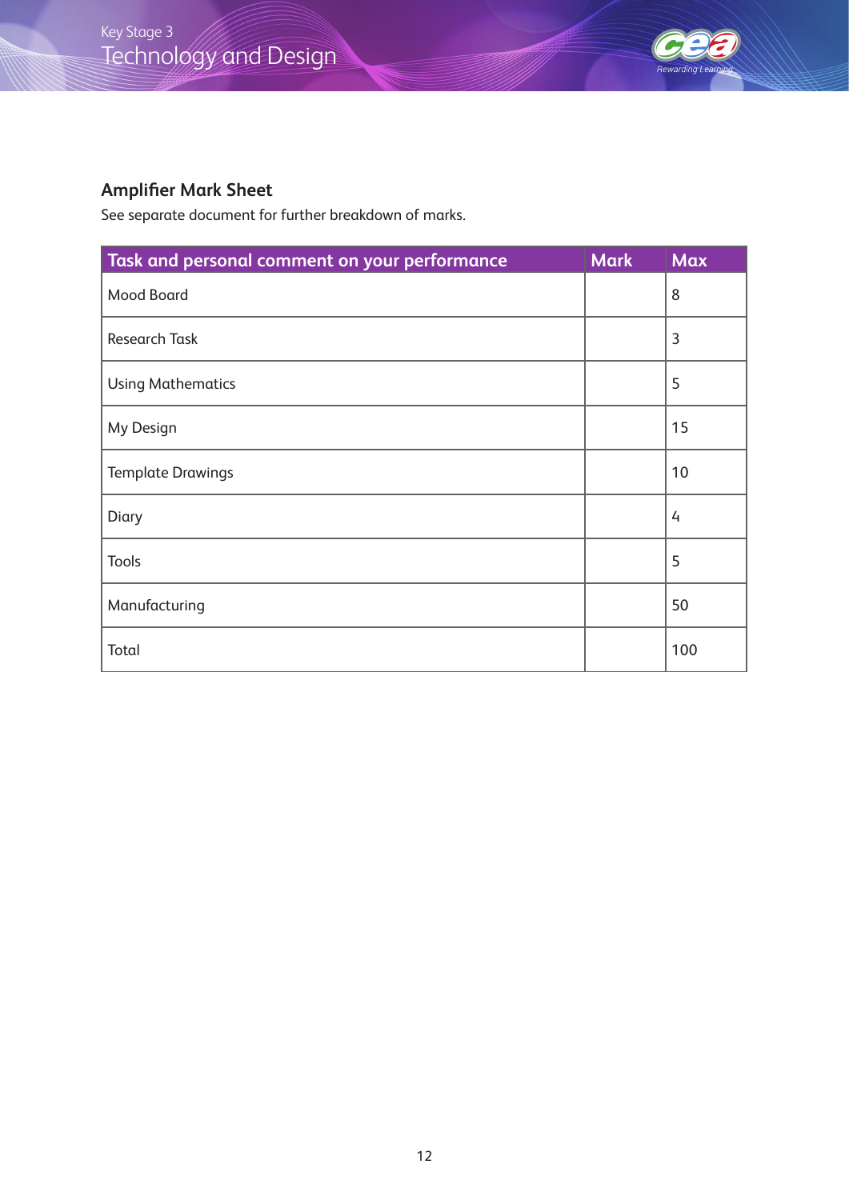## Amplifier Mark Sheet

See separate document for further breakdown of marks.

| Task and personal comment on your performance | Mark | Max |
| --- | --- | --- |
| Mood Board | | 8 |
| Research Task | | 3 |
| Using Mathematics | | 5 |
| My Design | | 15 |
| Template Drawings | | 10 |
| Diary | | 4 |
| Tools | | 5 |
| Manufacturing | | 50 |
| Total | | 100 |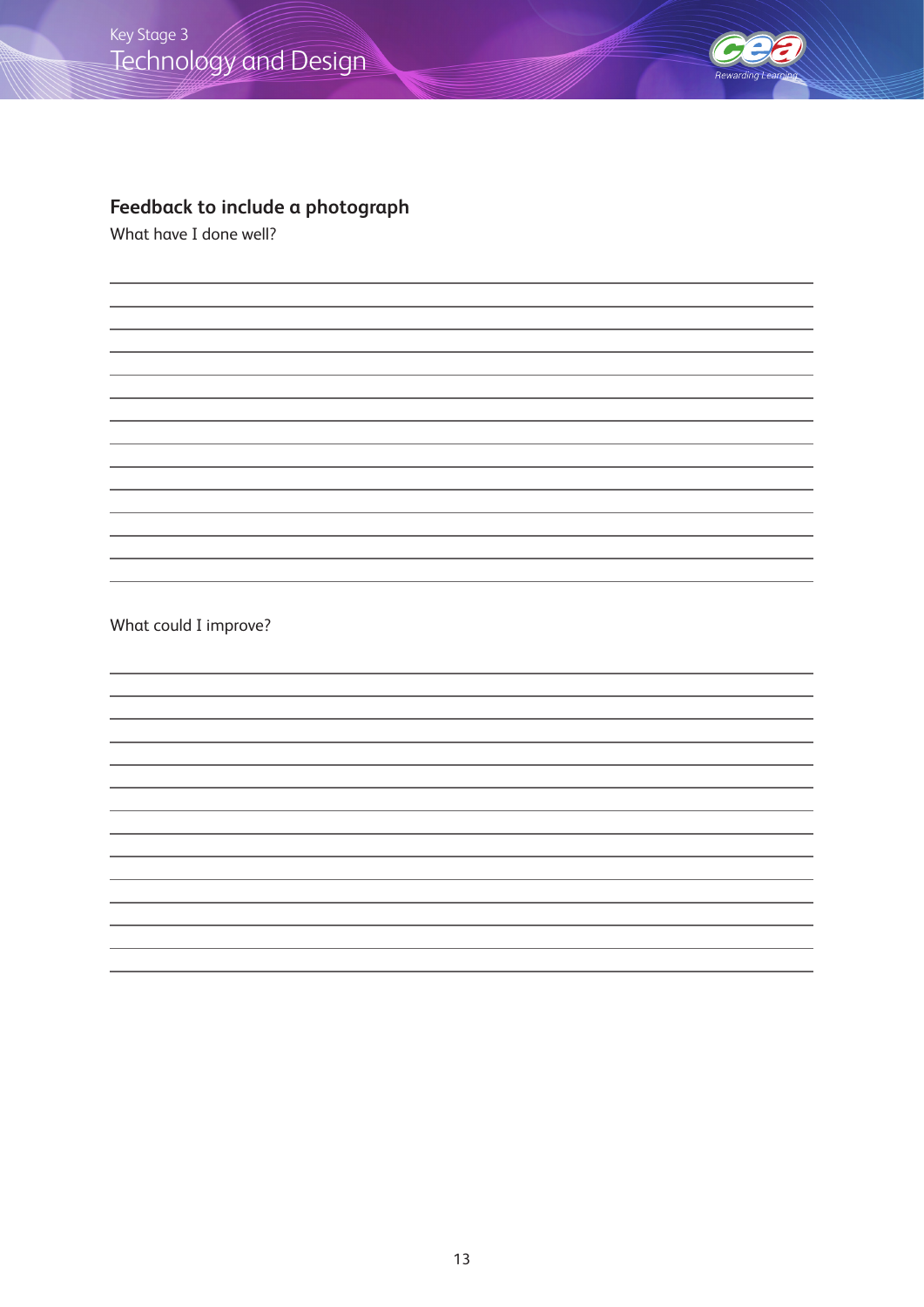## Feedback to include a photograph

What have I done well?

What could I improve?